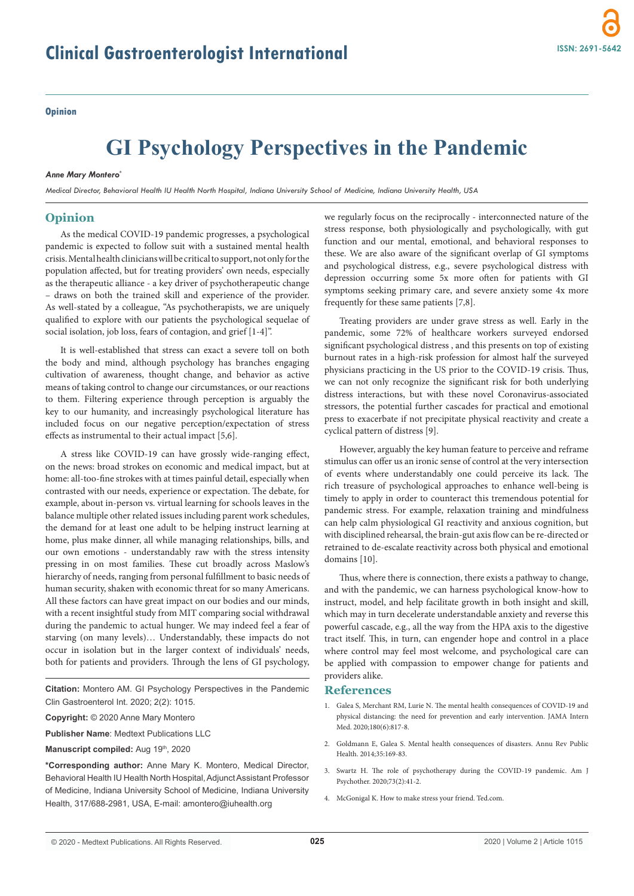Opinion

# GI Psychology Perspectives in the Pandemic

***Anne Mary Montero****

*Medical Director, Behavioral Health IU Health North Hospital, Indiana University School of Medicine, Indiana University Health, USA*

## Opinion

As the medical COVID-19 pandemic progresses, a psychological pandemic is expected to follow suit with a sustained mental health crisis. Mental health clinicians will be critical to support, not only for the population affected, but for treating providers' own needs, especially as the therapeutic alliance - a key driver of psychotherapeutic change – draws on both the trained skill and experience of the provider. As well-stated by a colleague, "As psychotherapists, we are uniquely qualified to explore with our patients the psychological sequelae of social isolation, job loss, fears of contagion, and grief [1-4]".

It is well-established that stress can exact a severe toll on both the body and mind, although psychology has branches engaging cultivation of awareness, thought change, and behavior as active means of taking control to change our circumstances, or our reactions to them. Filtering experience through perception is arguably the key to our humanity, and increasingly psychological literature has included focus on our negative perception/expectation of stress effects as instrumental to their actual impact [5,6].

A stress like COVID-19 can have grossly wide-ranging effect, on the news: broad strokes on economic and medical impact, but at home: all-too-fine strokes with at times painful detail, especially when contrasted with our needs, experience or expectation. The debate, for example, about in-person vs. virtual learning for schools leaves in the balance multiple other related issues including parent work schedules, the demand for at least one adult to be helping instruct learning at home, plus make dinner, all while managing relationships, bills, and our own emotions - understandably raw with the stress intensity pressing in on most families. These cut broadly across Maslow's hierarchy of needs, ranging from personal fulfillment to basic needs of human security, shaken with economic threat for so many Americans. All these factors can have great impact on our bodies and our minds, with a recent insightful study from MIT comparing social withdrawal during the pandemic to actual hunger. We may indeed feel a fear of starving (on many levels)… Understandably, these impacts do not occur in isolation but in the larger context of individuals' needs, both for patients and providers. Through the lens of GI psychology, we regularly focus on the reciprocally - interconnected nature of the stress response, both physiologically and psychologically, with gut function and our mental, emotional, and behavioral responses to these. We are also aware of the significant overlap of GI symptoms and psychological distress, e.g., severe psychological distress with depression occurring some 5x more often for patients with GI symptoms seeking primary care, and severe anxiety some 4x more frequently for these same patients [7,8].

Treating providers are under grave stress as well. Early in the pandemic, some 72% of healthcare workers surveyed endorsed significant psychological distress , and this presents on top of existing burnout rates in a high-risk profession for almost half the surveyed physicians practicing in the US prior to the COVID-19 crisis. Thus, we can not only recognize the significant risk for both underlying distress interactions, but with these novel Coronavirus-associated stressors, the potential further cascades for practical and emotional press to exacerbate if not precipitate physical reactivity and create a cyclical pattern of distress [9].

However, arguably the key human feature to perceive and reframe stimulus can offer us an ironic sense of control at the very intersection of events where understandably one could perceive its lack. The rich treasure of psychological approaches to enhance well-being is timely to apply in order to counteract this tremendous potential for pandemic stress. For example, relaxation training and mindfulness can help calm physiological GI reactivity and anxious cognition, but with disciplined rehearsal, the brain-gut axis flow can be re-directed or retrained to de-escalate reactivity across both physical and emotional domains [10].

Thus, where there is connection, there exists a pathway to change, and with the pandemic, we can harness psychological know-how to instruct, model, and help facilitate growth in both insight and skill, which may in turn decelerate understandable anxiety and reverse this powerful cascade, e.g., all the way from the HPA axis to the digestive tract itself. This, in turn, can engender hope and control in a place where control may feel most welcome, and psychological care can be applied with compassion to empower change for patients and providers alike.

**Citation:** Montero AM. GI Psychology Perspectives in the Pandemic Clin Gastroenterol Int. 2020; 2(2): 1015.

**Copyright:** © 2020 Anne Mary Montero

**Publisher Name**: Medtext Publications LLC

**Manuscript compiled:** Aug 19th, 2020

**\*Corresponding author:** Anne Mary K. Montero, Medical Director, Behavioral Health IU Health North Hospital, Adjunct Assistant Professor of Medicine, Indiana University School of Medicine, Indiana University Health, 317/688-2981, USA, E-mail: amontero@iuhealth.org

## References

1. Galea S, Merchant RM, Lurie N. The mental health consequences of COVID-19 and physical distancing: the need for prevention and early intervention. JAMA Intern Med. 2020;180(6):817-8.
2. Goldmann E, Galea S. Mental health consequences of disasters. Annu Rev Public Health. 2014;35:169-83.
3. Swartz H. The role of psychotherapy during the COVID-19 pandemic. Am J Psychother. 2020;73(2):41-2.
4. McGonigal K. How to make stress your friend. Ted.com.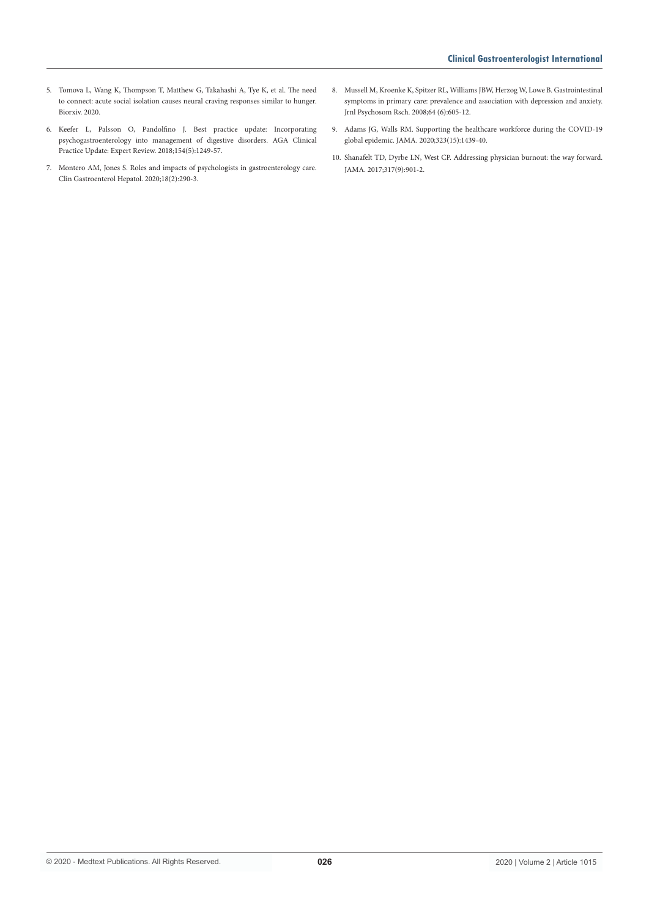5. Tomova L, Wang K, Thompson T, Matthew G, Takahashi A, Tye K, et al. The need to connect: acute social isolation causes neural craving responses similar to hunger. Biorxiv. 2020.

6. Keefer L, Palsson O, Pandolfino J. Best practice update: Incorporating psychogastroenterology into management of digestive disorders. AGA Clinical Practice Update: Expert Review. 2018;154(5):1249-57.

7. Montero AM, Jones S. Roles and impacts of psychologists in gastroenterology care. Clin Gastroenterol Hepatol. 2020;18(2):290-3.

8. Mussell M, Kroenke K, Spitzer RL, Williams JBW, Herzog W, Lowe B. Gastrointestinal symptoms in primary care: prevalence and association with depression and anxiety. Jrnl Psychosom Rsch. 2008;64 (6):605-12.

9. Adams JG, Walls RM. Supporting the healthcare workforce during the COVID-19 global epidemic. JAMA. 2020;323(15):1439-40.

10. Shanafelt TD, Dyrbe LN, West CP. Addressing physician burnout: the way forward. JAMA. 2017;317(9):901-2.